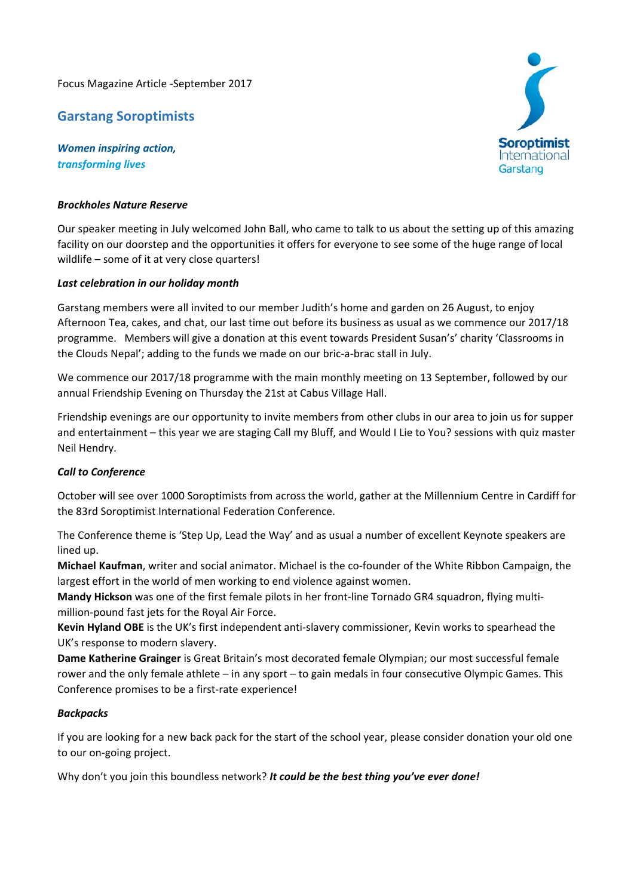Focus Magazine Article -September 2017

## Garstang Soroptimists

***Women inspiring action,***
***transforming lives***

Soroptimist International Garstang

### *Brockholes Nature Reserve*

Our speaker meeting in July welcomed John Ball, who came to talk to us about the setting up of this amazing facility on our doorstep and the opportunities it offers for everyone to see some of the huge range of local wildlife – some of it at very close quarters!

### *Last celebration in our holiday month*

Garstang members were all invited to our member Judith's home and garden on 26 August, to enjoy Afternoon Tea, cakes, and chat, our last time out before its business as usual as we commence our 2017/18 programme. Members will give a donation at this event towards President Susan's' charity 'Classrooms in the Clouds Nepal'; adding to the funds we made on our bric-a-brac stall in July.

We commence our 2017/18 programme with the main monthly meeting on 13 September, followed by our annual Friendship Evening on Thursday the 21st at Cabus Village Hall.

Friendship evenings are our opportunity to invite members from other clubs in our area to join us for supper and entertainment – this year we are staging Call my Bluff, and Would I Lie to You? sessions with quiz master Neil Hendry.

### *Call to Conference*

October will see over 1000 Soroptimists from across the world, gather at the Millennium Centre in Cardiff for the 83rd Soroptimist International Federation Conference.

The Conference theme is 'Step Up, Lead the Way' and as usual a number of excellent Keynote speakers are lined up.

**Michael Kaufman**, writer and social animator. Michael is the co-founder of the White Ribbon Campaign, the largest effort in the world of men working to end violence against women.

**Mandy Hickson** was one of the first female pilots in her front-line Tornado GR4 squadron, flying multi-million-pound fast jets for the Royal Air Force.

**Kevin Hyland OBE** is the UK's first independent anti-slavery commissioner, Kevin works to spearhead the UK's response to modern slavery.

**Dame Katherine Grainger** is Great Britain's most decorated female Olympian; our most successful female rower and the only female athlete – in any sport – to gain medals in four consecutive Olympic Games. This Conference promises to be a first-rate experience!

### *Backpacks*

If you are looking for a new back pack for the start of the school year, please consider donation your old one to our on-going project.

Why don't you join this boundless network? ***It could be the best thing you've ever done!***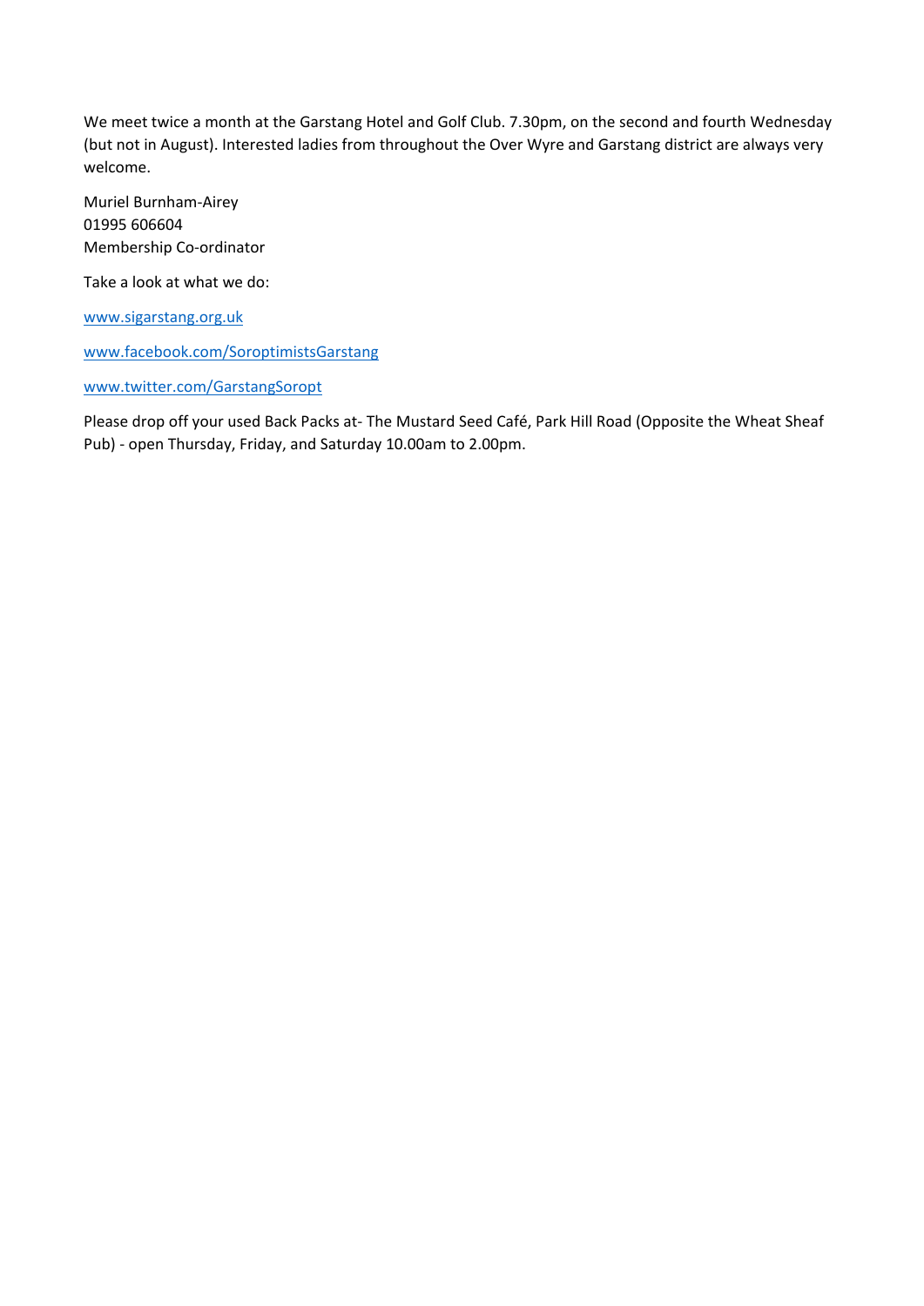We meet twice a month at the Garstang Hotel and Golf Club. 7.30pm, on the second and fourth Wednesday (but not in August). Interested ladies from throughout the Over Wyre and Garstang district are always very welcome.

Muriel Burnham-Airey  
01995 606604  
Membership Co-ordinator

Take a look at what we do:

[www.sigarstang.org.uk](http://www.sigarstang.org.uk)

[www.facebook.com/SoroptimistsGarstang](http://www.facebook.com/SoroptimistsGarstang)

[www.twitter.com/GarstangSoropt](http://www.twitter.com/GarstangSoropt)

Please drop off your used Back Packs at- The Mustard Seed Café, Park Hill Road (Opposite the Wheat Sheaf Pub) - open Thursday, Friday, and Saturday 10.00am to 2.00pm.